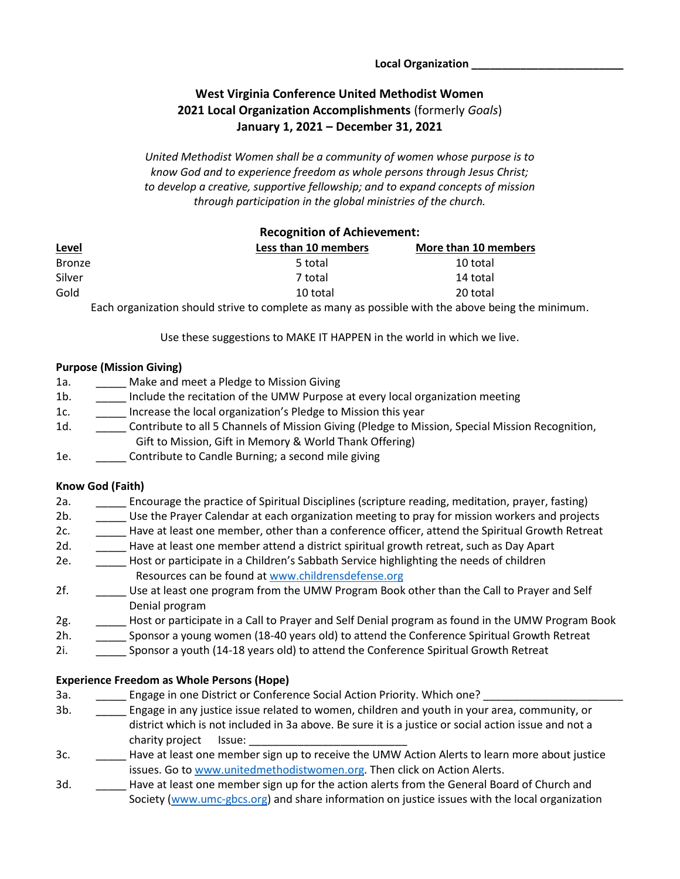**Local Organization _________________________**

# West Virginia Conference United Methodist Women
## 2021 Local Organization Accomplishments (formerly *Goals*)
## January 1, 2021 – December 31, 2021

*United Methodist Women shall be a community of women whose purpose is to know God and to experience freedom as whole persons through Jesus Christ; to develop a creative, supportive fellowship; and to expand concepts of mission through participation in the global ministries of the church.*

### Recognition of Achievement:

| Level | Less than 10 members | More than 10 members |
|---|---|---|
| Bronze | 5 total | 10 total |
| Silver | 7 total | 14 total |
| Gold | 10 total | 20 total |

Each organization should strive to complete as many as possible with the above being the minimum.

Use these suggestions to MAKE IT HAPPEN in the world in which we live.

**Purpose (Mission Giving)**

1a. _____ Make and meet a Pledge to Mission Giving
1b. _____ Include the recitation of the UMW Purpose at every local organization meeting
1c. _____ Increase the local organization's Pledge to Mission this year
1d. _____ Contribute to all 5 Channels of Mission Giving (Pledge to Mission, Special Mission Recognition, Gift to Mission, Gift in Memory & World Thank Offering)
1e. _____ Contribute to Candle Burning; a second mile giving

**Know God (Faith)**

2a. _____ Encourage the practice of Spiritual Disciplines (scripture reading, meditation, prayer, fasting)
2b. _____ Use the Prayer Calendar at each organization meeting to pray for mission workers and projects
2c. _____ Have at least one member, other than a conference officer, attend the Spiritual Growth Retreat
2d. _____ Have at least one member attend a district spiritual growth retreat, such as Day Apart
2e. _____ Host or participate in a Children's Sabbath Service highlighting the needs of children Resources can be found at www.childrensdefense.org
2f. _____ Use at least one program from the UMW Program Book other than the Call to Prayer and Self Denial program
2g. _____ Host or participate in a Call to Prayer and Self Denial program as found in the UMW Program Book
2h. _____ Sponsor a young women (18-40 years old) to attend the Conference Spiritual Growth Retreat
2i. _____ Sponsor a youth (14-18 years old) to attend the Conference Spiritual Growth Retreat

**Experience Freedom as Whole Persons (Hope)**

3a. _____ Engage in one District or Conference Social Action Priority. Which one? _______________________
3b. _____ Engage in any justice issue related to women, children and youth in your area, community, or district which is not included in 3a above. Be sure it is a justice or social action issue and not a charity project Issue: __________________________
3c. _____ Have at least one member sign up to receive the UMW Action Alerts to learn more about justice issues. Go to www.unitedmethodistwomen.org. Then click on Action Alerts.
3d. _____ Have at least one member sign up for the action alerts from the General Board of Church and Society (www.umc-gbcs.org) and share information on justice issues with the local organization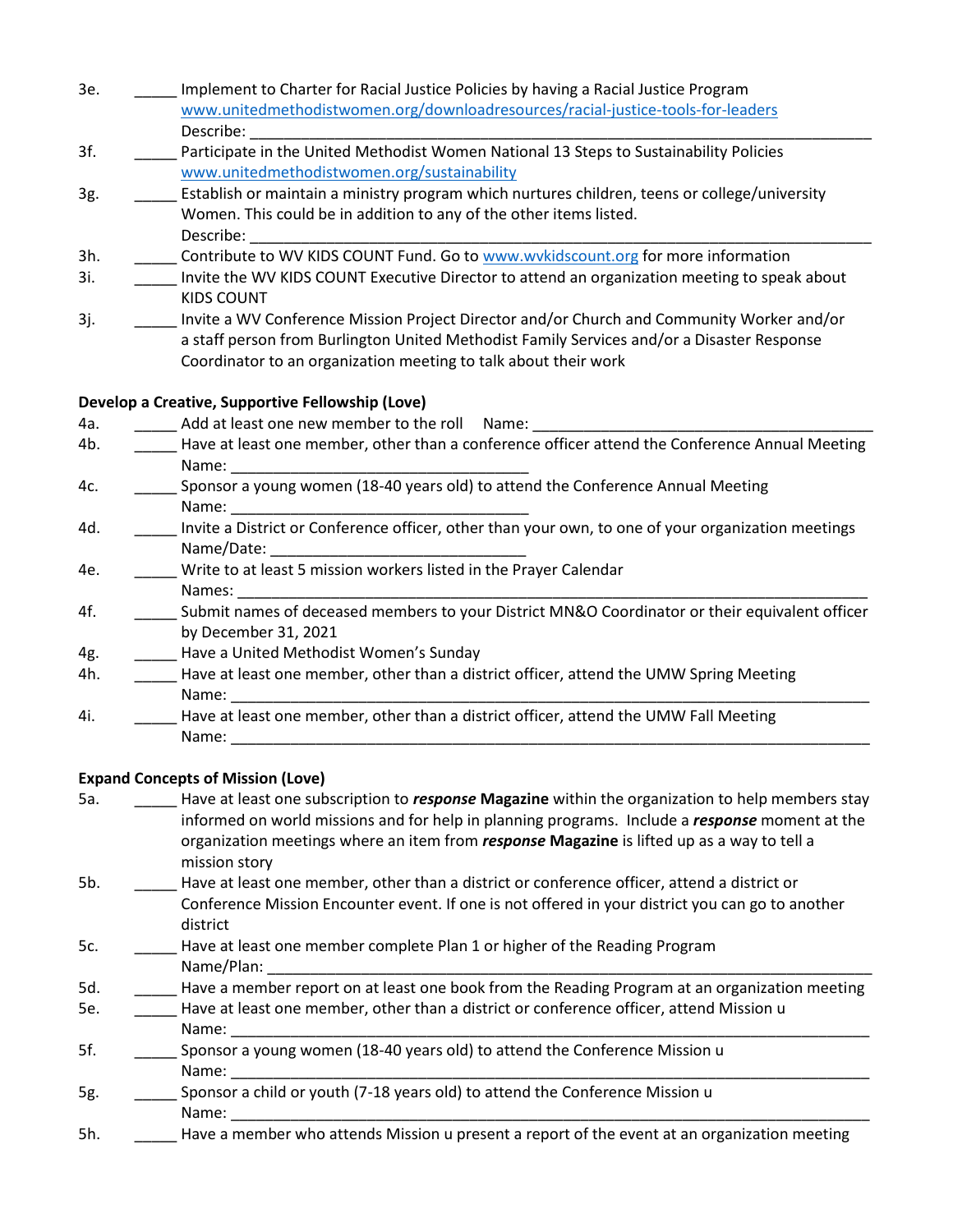3e. _____ Implement to Charter for Racial Justice Policies by having a Racial Justice Program
www.unitedmethodistwomen.org/downloadresources/racial-justice-tools-for-leaders
Describe: ___________________________________________________________________________

3f. _____ Participate in the United Methodist Women National 13 Steps to Sustainability Policies
www.unitedmethodistwomen.org/sustainability

3g. _____ Establish or maintain a ministry program which nurtures children, teens or college/university Women. This could be in addition to any of the other items listed.
Describe: ___________________________________________________________________________

3h. _____ Contribute to WV KIDS COUNT Fund. Go to www.wvkidscount.org for more information

3i. _____ Invite the WV KIDS COUNT Executive Director to attend an organization meeting to speak about KIDS COUNT

3j. _____ Invite a WV Conference Mission Project Director and/or Church and Community Worker and/or a staff person from Burlington United Methodist Family Services and/or a Disaster Response Coordinator to an organization meeting to talk about their work

**Develop a Creative, Supportive Fellowship (Love)**

4a. _____ Add at least one new member to the roll Name: ___________________________________________

4b. _____ Have at least one member, other than a conference officer attend the Conference Annual Meeting
Name: _____________________________________

4c. _____ Sponsor a young women (18-40 years old) to attend the Conference Annual Meeting
Name: _____________________________________

4d. _____ Invite a District or Conference officer, other than your own, to one of your organization meetings
Name/Date: ________________________________

4e. _____ Write to at least 5 mission workers listed in the Prayer Calendar
Names: _____________________________________________________________________________

4f. _____ Submit names of deceased members to your District MN&O Coordinator or their equivalent officer by December 31, 2021

4g. _____ Have a United Methodist Women's Sunday

4h. _____ Have at least one member, other than a district officer, attend the UMW Spring Meeting
Name: _______________________________________________________________________________

4i. _____ Have at least one member, other than a district officer, attend the UMW Fall Meeting
Name: _______________________________________________________________________________

**Expand Concepts of Mission (Love)**

5a. _____ Have at least one subscription to ***response*** **Magazine** within the organization to help members stay informed on world missions and for help in planning programs. Include a ***response*** moment at the organization meetings where an item from ***response*** **Magazine** is lifted up as a way to tell a mission story

5b. _____ Have at least one member, other than a district or conference officer, attend a district or Conference Mission Encounter event. If one is not offered in your district you can go to another district

5c. _____ Have at least one member complete Plan 1 or higher of the Reading Program
Name/Plan: ___________________________________________________________________________

5d. _____ Have a member report on at least one book from the Reading Program at an organization meeting

5e. _____ Have at least one member, other than a district or conference officer, attend Mission u
Name: _______________________________________________________________________________

5f. _____ Sponsor a young women (18-40 years old) to attend the Conference Mission u
Name: _______________________________________________________________________________

5g. _____ Sponsor a child or youth (7-18 years old) to attend the Conference Mission u
Name: _______________________________________________________________________________

5h. _____ Have a member who attends Mission u present a report of the event at an organization meeting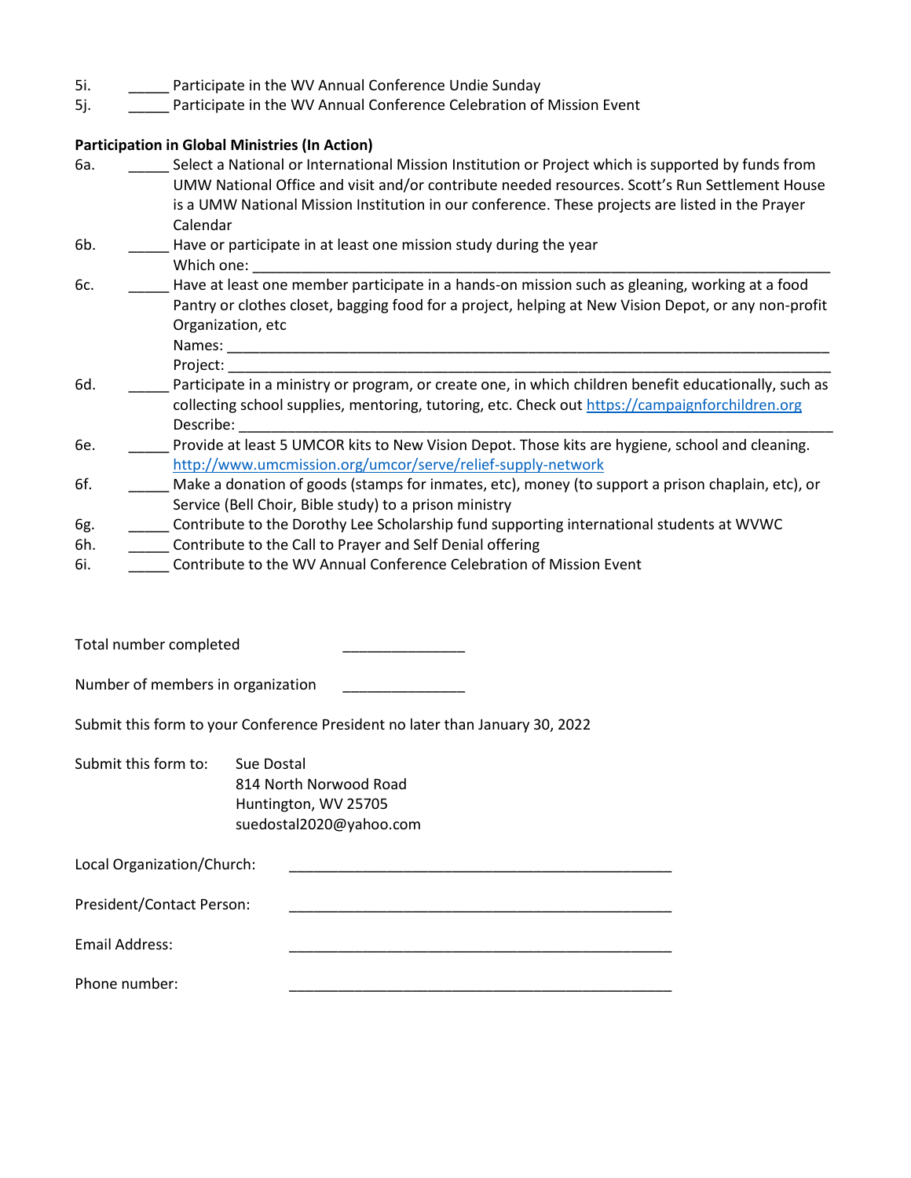5i. _____ Participate in the WV Annual Conference Undie Sunday

5j. _____ Participate in the WV Annual Conference Celebration of Mission Event

**Participation in Global Ministries (In Action)**

6a. _____ Select a National or International Mission Institution or Project which is supported by funds from UMW National Office and visit and/or contribute needed resources. Scott's Run Settlement House is a UMW National Mission Institution in our conference. These projects are listed in the Prayer Calendar

6b. _____ Have or participate in at least one mission study during the year
Which one: ___________________________________________________________________________

6c. _____ Have at least one member participate in a hands-on mission such as gleaning, working at a food Pantry or clothes closet, bagging food for a project, helping at New Vision Depot, or any non-profit Organization, etc
Names: ______________________________________________________________________________
Project: _____________________________________________________________________________

6d. _____ Participate in a ministry or program, or create one, in which children benefit educationally, such as collecting school supplies, mentoring, tutoring, etc. Check out https://campaignforchildren.org
Describe: ____________________________________________________________________________

6e. _____ Provide at least 5 UMCOR kits to New Vision Depot. Those kits are hygiene, school and cleaning.
http://www.umcmission.org/umcor/serve/relief-supply-network

6f. _____ Make a donation of goods (stamps for inmates, etc), money (to support a prison chaplain, etc), or Service (Bell Choir, Bible study) to a prison ministry

6g. _____ Contribute to the Dorothy Lee Scholarship fund supporting international students at WVWC

6h. _____ Contribute to the Call to Prayer and Self Denial offering

6i. _____ Contribute to the WV Annual Conference Celebration of Mission Event

Total number completed _______________

Number of members in organization _______________

Submit this form to your Conference President no later than January 30, 2022

Submit this form to: Sue Dostal
814 North Norwood Road
Huntington, WV 25705
suedostal2020@yahoo.com

Local Organization/Church: _________________________________________________

President/Contact Person: _________________________________________________

Email Address: _________________________________________________

Phone number: _________________________________________________